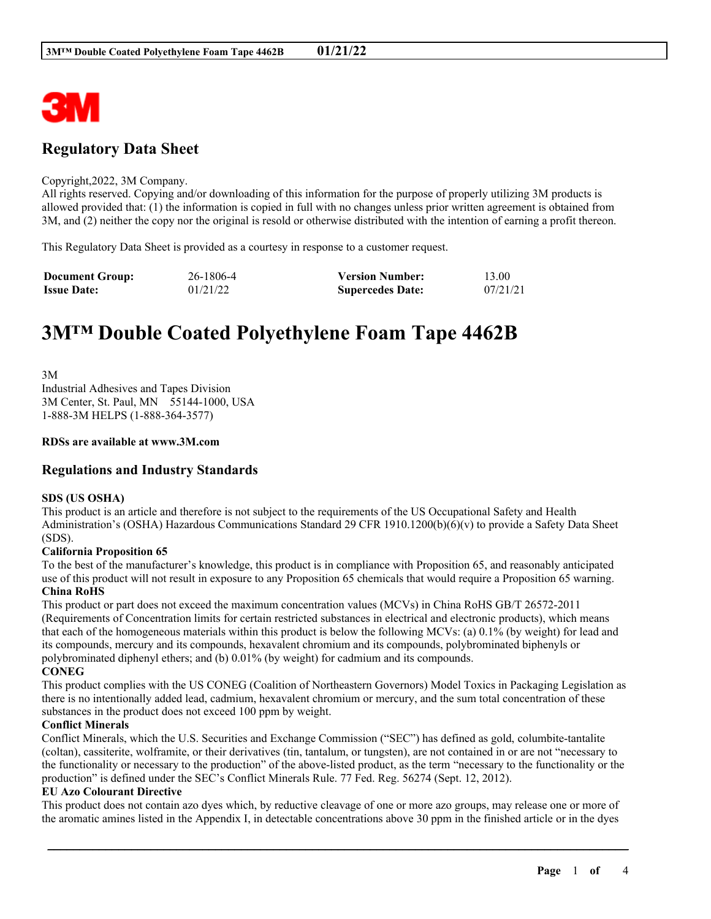## Regulatory Data Sheet

Copyright,2022, 3M Company.
All rights reserved. Copying and/or downloading of this information for the purpose of properly utilizing 3M products is allowed provided that: (1) the information is copied in full with no changes unless prior written agreement is obtained from 3M, and (2) neither the copy nor the original is resold or otherwise distributed with the intention of earning a profit thereon.

This Regulatory Data Sheet is provided as a courtesy in response to a customer request.

| **Document Group:** | 26-1806-4 | **Version Number:** | 13.00 |
|---|---|---|---|
| **Issue Date:** | 01/21/22 | **Supercedes Date:** | 07/21/21 |

# 3M™ Double Coated Polyethylene Foam Tape 4462B

3M
Industrial Adhesives and Tapes Division
3M Center, St. Paul, MN 55144-1000, USA
1-888-3M HELPS (1-888-364-3577)

**RDSs are available at www.3M.com**

## Regulations and Industry Standards

**SDS (US OSHA)**
This product is an article and therefore is not subject to the requirements of the US Occupational Safety and Health Administration's (OSHA) Hazardous Communications Standard 29 CFR 1910.1200(b)(6)(v) to provide a Safety Data Sheet (SDS).

**California Proposition 65**
To the best of the manufacturer's knowledge, this product is in compliance with Proposition 65, and reasonably anticipated use of this product will not result in exposure to any Proposition 65 chemicals that would require a Proposition 65 warning.

**China RoHS**
This product or part does not exceed the maximum concentration values (MCVs) in China RoHS GB/T 26572-2011 (Requirements of Concentration limits for certain restricted substances in electrical and electronic products), which means that each of the homogeneous materials within this product is below the following MCVs: (a) 0.1% (by weight) for lead and its compounds, mercury and its compounds, hexavalent chromium and its compounds, polybrominated biphenyls or polybrominated diphenyl ethers; and (b) 0.01% (by weight) for cadmium and its compounds.

**CONEG**
This product complies with the US CONEG (Coalition of Northeastern Governors) Model Toxics in Packaging Legislation as there is no intentionally added lead, cadmium, hexavalent chromium or mercury, and the sum total concentration of these substances in the product does not exceed 100 ppm by weight.

**Conflict Minerals**
Conflict Minerals, which the U.S. Securities and Exchange Commission ("SEC") has defined as gold, columbite-tantalite (coltan), cassiterite, wolframite, or their derivatives (tin, tantalum, or tungsten), are not contained in or are not "necessary to the functionality or necessary to the production" of the above-listed product, as the term "necessary to the functionality or the production" is defined under the SEC's Conflict Minerals Rule. 77 Fed. Reg. 56274 (Sept. 12, 2012).

**EU Azo Colourant Directive**
This product does not contain azo dyes which, by reductive cleavage of one or more azo groups, may release one or more of the aromatic amines listed in the Appendix I, in detectable concentrations above 30 ppm in the finished article or in the dyes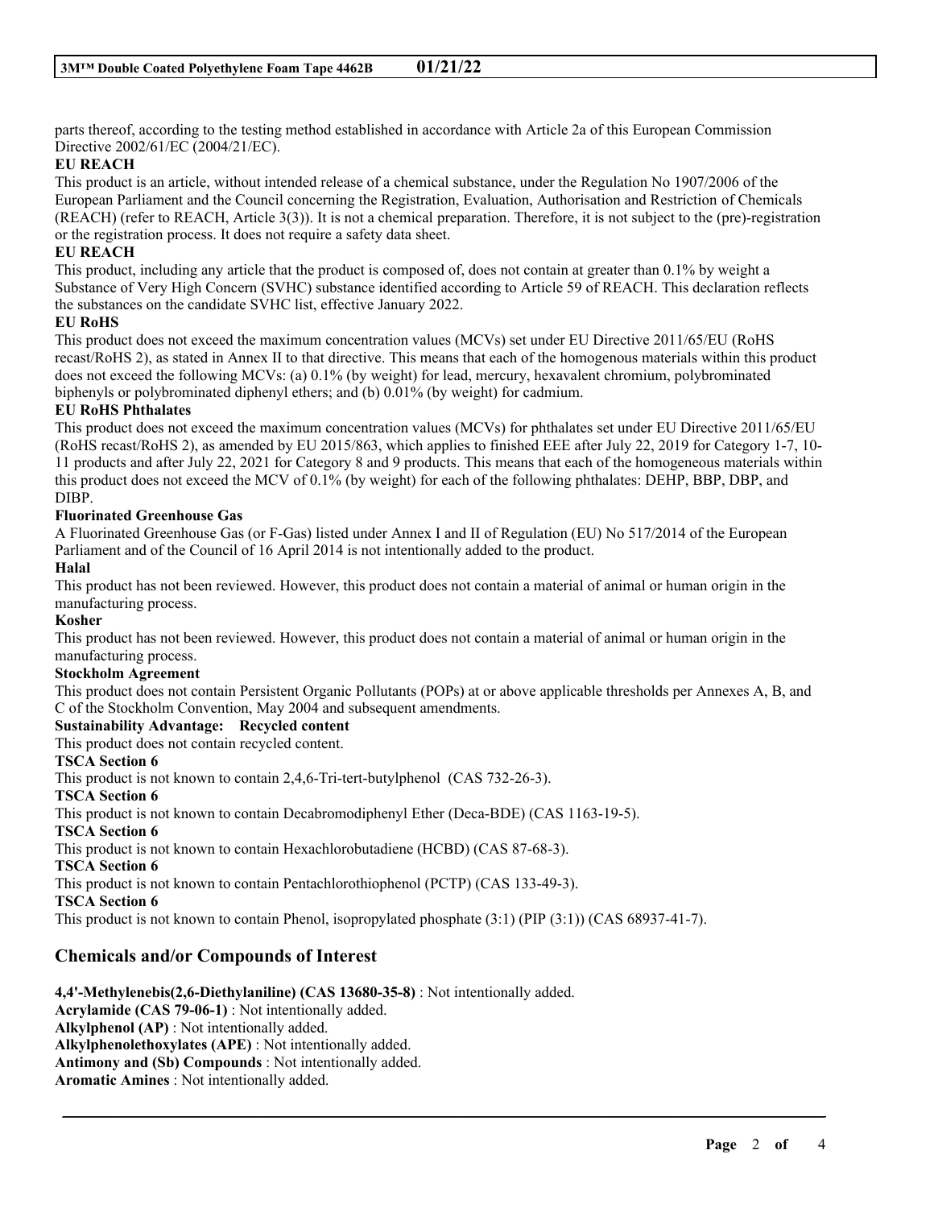parts thereof, according to the testing method established in accordance with Article 2a of this European Commission Directive 2002/61/EC (2004/21/EC).

**EU REACH**

This product is an article, without intended release of a chemical substance, under the Regulation No 1907/2006 of the European Parliament and the Council concerning the Registration, Evaluation, Authorisation and Restriction of Chemicals (REACH) (refer to REACH, Article 3(3)). It is not a chemical preparation. Therefore, it is not subject to the (pre)-registration or the registration process. It does not require a safety data sheet.

**EU REACH**

This product, including any article that the product is composed of, does not contain at greater than 0.1% by weight a Substance of Very High Concern (SVHC) substance identified according to Article 59 of REACH. This declaration reflects the substances on the candidate SVHC list, effective January 2022.

**EU RoHS**

This product does not exceed the maximum concentration values (MCVs) set under EU Directive 2011/65/EU (RoHS recast/RoHS 2), as stated in Annex II to that directive. This means that each of the homogenous materials within this product does not exceed the following MCVs: (a) 0.1% (by weight) for lead, mercury, hexavalent chromium, polybrominated biphenyls or polybrominated diphenyl ethers; and (b) 0.01% (by weight) for cadmium.

**EU RoHS Phthalates**

This product does not exceed the maximum concentration values (MCVs) for phthalates set under EU Directive 2011/65/EU (RoHS recast/RoHS 2), as amended by EU 2015/863, which applies to finished EEE after July 22, 2019 for Category 1-7, 10-11 products and after July 22, 2021 for Category 8 and 9 products. This means that each of the homogeneous materials within this product does not exceed the MCV of 0.1% (by weight) for each of the following phthalates: DEHP, BBP, DBP, and DIBP.

**Fluorinated Greenhouse Gas**

A Fluorinated Greenhouse Gas (or F-Gas) listed under Annex I and II of Regulation (EU) No 517/2014 of the European Parliament and of the Council of 16 April 2014 is not intentionally added to the product.

**Halal**

This product has not been reviewed. However, this product does not contain a material of animal or human origin in the manufacturing process.

**Kosher**

This product has not been reviewed. However, this product does not contain a material of animal or human origin in the manufacturing process.

**Stockholm Agreement**

This product does not contain Persistent Organic Pollutants (POPs) at or above applicable thresholds per Annexes A, B, and C of the Stockholm Convention, May 2004 and subsequent amendments.

**Sustainability Advantage: Recycled content**

This product does not contain recycled content.

**TSCA Section 6**

This product is not known to contain 2,4,6-Tri-tert-butylphenol (CAS 732-26-3).

**TSCA Section 6**

This product is not known to contain Decabromodiphenyl Ether (Deca-BDE) (CAS 1163-19-5).

**TSCA Section 6**

This product is not known to contain Hexachlorobutadiene (HCBD) (CAS 87-68-3).

**TSCA Section 6**

This product is not known to contain Pentachlorothiophenol (PCTP) (CAS 133-49-3).

**TSCA Section 6**

This product is not known to contain Phenol, isopropylated phosphate (3:1) (PIP (3:1)) (CAS 68937-41-7).

## Chemicals and/or Compounds of Interest

**4,4'-Methylenebis(2,6-Diethylaniline) (CAS 13680-35-8)** : Not intentionally added.
**Acrylamide (CAS 79-06-1)** : Not intentionally added.
**Alkylphenol (AP)** : Not intentionally added.
**Alkylphenolethoxylates (APE)** : Not intentionally added.
**Antimony and (Sb) Compounds** : Not intentionally added.
**Aromatic Amines** : Not intentionally added.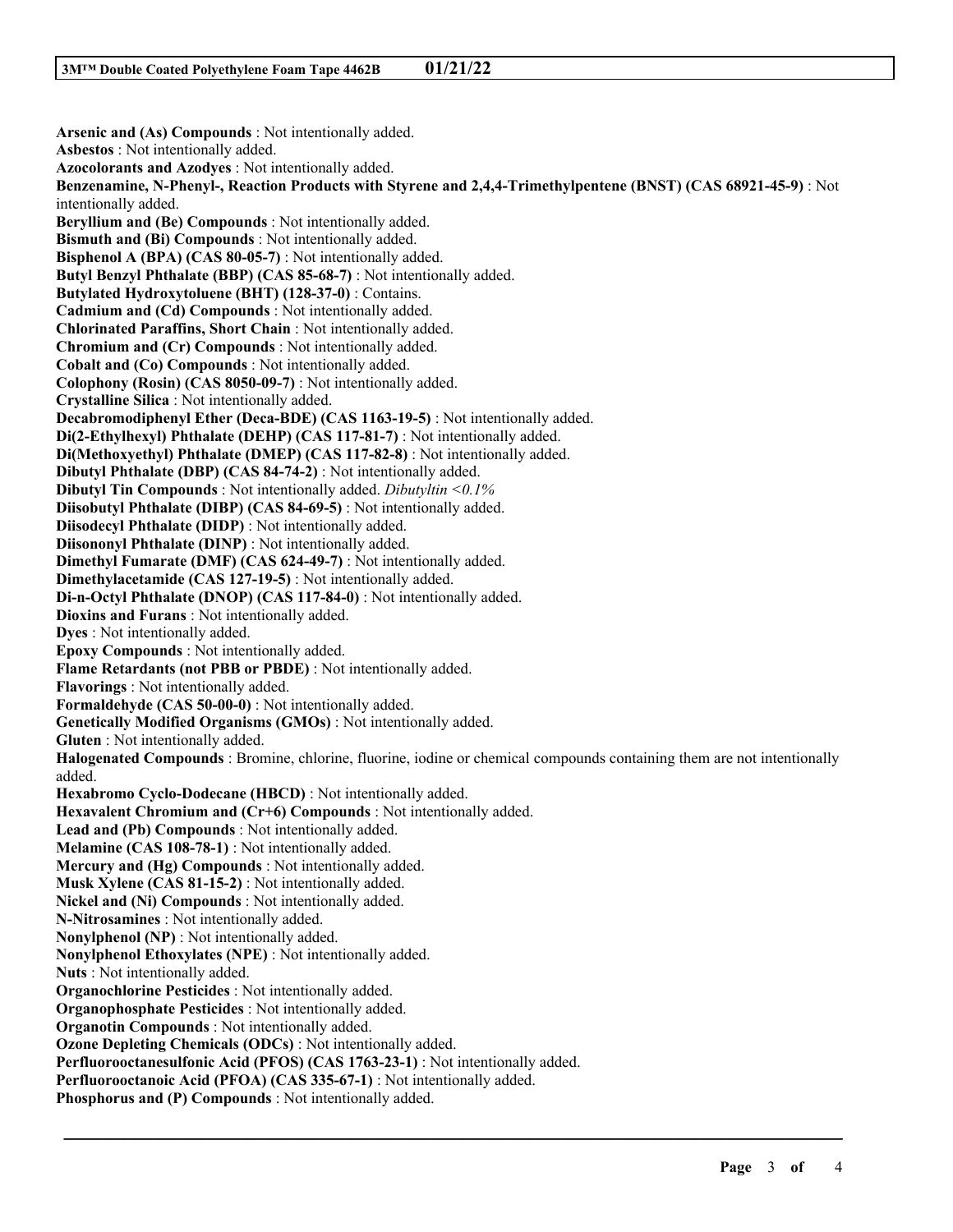**Arsenic and (As) Compounds** : Not intentionally added.
**Asbestos** : Not intentionally added.
**Azocolorants and Azodyes** : Not intentionally added.
**Benzenamine, N-Phenyl-, Reaction Products with Styrene and 2,4,4-Trimethylpentene (BNST) (CAS 68921-45-9)** : Not intentionally added.
**Beryllium and (Be) Compounds** : Not intentionally added.
**Bismuth and (Bi) Compounds** : Not intentionally added.
**Bisphenol A (BPA) (CAS 80-05-7)** : Not intentionally added.
**Butyl Benzyl Phthalate (BBP) (CAS 85-68-7)** : Not intentionally added.
**Butylated Hydroxytoluene (BHT) (128-37-0)** : Contains.
**Cadmium and (Cd) Compounds** : Not intentionally added.
**Chlorinated Paraffins, Short Chain** : Not intentionally added.
**Chromium and (Cr) Compounds** : Not intentionally added.
**Cobalt and (Co) Compounds** : Not intentionally added.
**Colophony (Rosin) (CAS 8050-09-7)** : Not intentionally added.
**Crystalline Silica** : Not intentionally added.
**Decabromodiphenyl Ether (Deca-BDE) (CAS 1163-19-5)** : Not intentionally added.
**Di(2-Ethylhexyl) Phthalate (DEHP) (CAS 117-81-7)** : Not intentionally added.
**Di(Methoxyethyl) Phthalate (DMEP) (CAS 117-82-8)** : Not intentionally added.
**Dibutyl Phthalate (DBP) (CAS 84-74-2)** : Not intentionally added.
**Dibutyl Tin Compounds** : Not intentionally added. *Dibutyltin <0.1%*
**Diisobutyl Phthalate (DIBP) (CAS 84-69-5)** : Not intentionally added.
**Diisodecyl Phthalate (DIDP)** : Not intentionally added.
**Diisononyl Phthalate (DINP)** : Not intentionally added.
**Dimethyl Fumarate (DMF) (CAS 624-49-7)** : Not intentionally added.
**Dimethylacetamide (CAS 127-19-5)** : Not intentionally added.
**Di-n-Octyl Phthalate (DNOP) (CAS 117-84-0)** : Not intentionally added.
**Dioxins and Furans** : Not intentionally added.
**Dyes** : Not intentionally added.
**Epoxy Compounds** : Not intentionally added.
**Flame Retardants (not PBB or PBDE)** : Not intentionally added.
**Flavorings** : Not intentionally added.
**Formaldehyde (CAS 50-00-0)** : Not intentionally added.
**Genetically Modified Organisms (GMOs)** : Not intentionally added.
**Gluten** : Not intentionally added.
**Halogenated Compounds** : Bromine, chlorine, fluorine, iodine or chemical compounds containing them are not intentionally added.
**Hexabromo Cyclo-Dodecane (HBCD)** : Not intentionally added.
**Hexavalent Chromium and (Cr+6) Compounds** : Not intentionally added.
**Lead and (Pb) Compounds** : Not intentionally added.
**Melamine (CAS 108-78-1)** : Not intentionally added.
**Mercury and (Hg) Compounds** : Not intentionally added.
**Musk Xylene (CAS 81-15-2)** : Not intentionally added.
**Nickel and (Ni) Compounds** : Not intentionally added.
**N-Nitrosamines** : Not intentionally added.
**Nonylphenol (NP)** : Not intentionally added.
**Nonylphenol Ethoxylates (NPE)** : Not intentionally added.
**Nuts** : Not intentionally added.
**Organochlorine Pesticides** : Not intentionally added.
**Organophosphate Pesticides** : Not intentionally added.
**Organotin Compounds** : Not intentionally added.
**Ozone Depleting Chemicals (ODCs)** : Not intentionally added.
**Perfluorooctanesulfonic Acid (PFOS) (CAS 1763-23-1)** : Not intentionally added.
**Perfluorooctanoic Acid (PFOA) (CAS 335-67-1)** : Not intentionally added.
**Phosphorus and (P) Compounds** : Not intentionally added.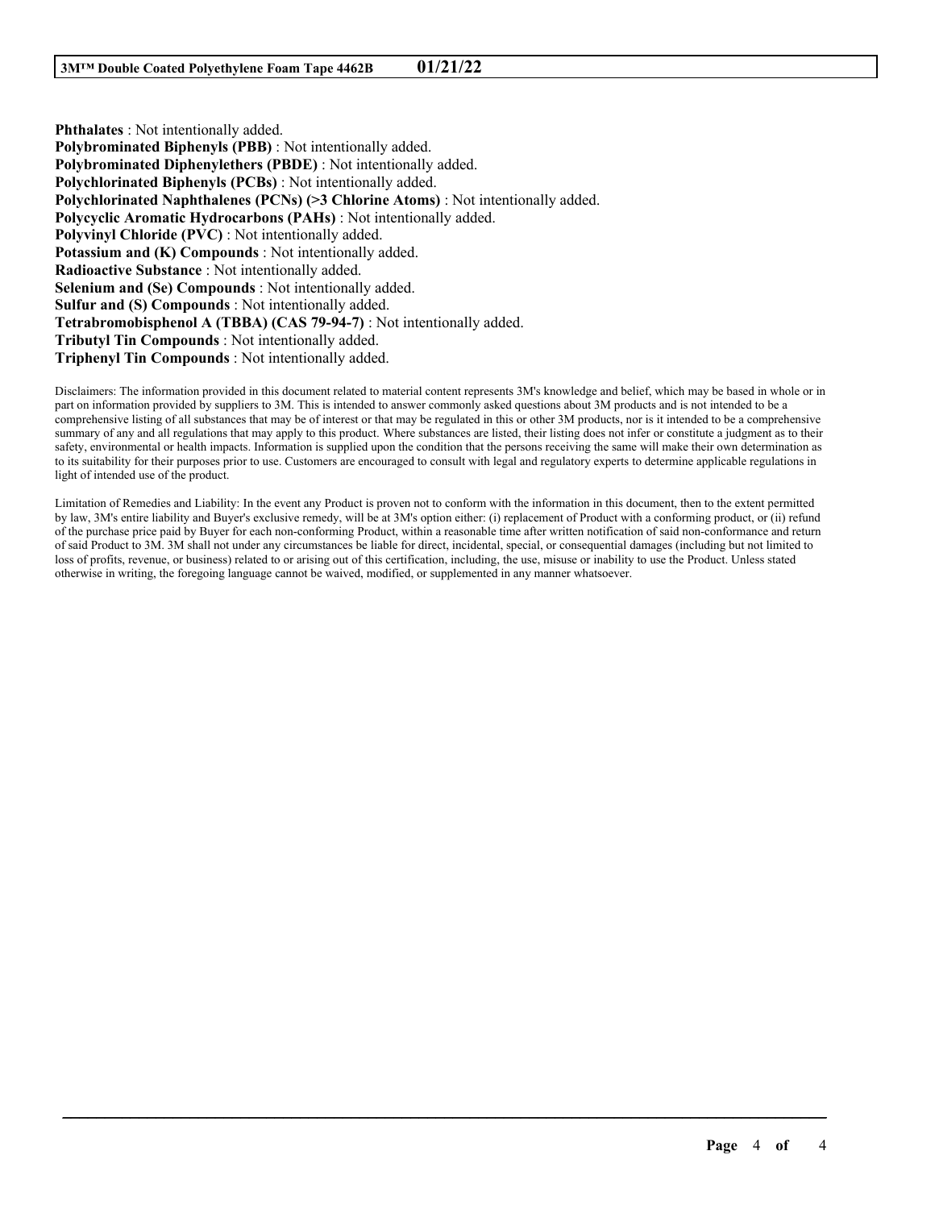**Phthalates** : Not intentionally added.
**Polybrominated Biphenyls (PBB)** : Not intentionally added.
**Polybrominated Diphenylethers (PBDE)** : Not intentionally added.
**Polychlorinated Biphenyls (PCBs)** : Not intentionally added.
**Polychlorinated Naphthalenes (PCNs) (>3 Chlorine Atoms)** : Not intentionally added.
**Polycyclic Aromatic Hydrocarbons (PAHs)** : Not intentionally added.
**Polyvinyl Chloride (PVC)** : Not intentionally added.
**Potassium and (K) Compounds** : Not intentionally added.
**Radioactive Substance** : Not intentionally added.
**Selenium and (Se) Compounds** : Not intentionally added.
**Sulfur and (S) Compounds** : Not intentionally added.
**Tetrabromobisphenol A (TBBA) (CAS 79-94-7)** : Not intentionally added.
**Tributyl Tin Compounds** : Not intentionally added.
**Triphenyl Tin Compounds** : Not intentionally added.

Disclaimers: The information provided in this document related to material content represents 3M's knowledge and belief, which may be based in whole or in part on information provided by suppliers to 3M. This is intended to answer commonly asked questions about 3M products and is not intended to be a comprehensive listing of all substances that may be of interest or that may be regulated in this or other 3M products, nor is it intended to be a comprehensive summary of any and all regulations that may apply to this product. Where substances are listed, their listing does not infer or constitute a judgment as to their safety, environmental or health impacts. Information is supplied upon the condition that the persons receiving the same will make their own determination as to its suitability for their purposes prior to use. Customers are encouraged to consult with legal and regulatory experts to determine applicable regulations in light of intended use of the product.

Limitation of Remedies and Liability: In the event any Product is proven not to conform with the information in this document, then to the extent permitted by law, 3M's entire liability and Buyer's exclusive remedy, will be at 3M's option either: (i) replacement of Product with a conforming product, or (ii) refund of the purchase price paid by Buyer for each non-conforming Product, within a reasonable time after written notification of said non-conformance and return of said Product to 3M. 3M shall not under any circumstances be liable for direct, incidental, special, or consequential damages (including but not limited to loss of profits, revenue, or business) related to or arising out of this certification, including, the use, misuse or inability to use the Product. Unless stated otherwise in writing, the foregoing language cannot be waived, modified, or supplemented in any manner whatsoever.